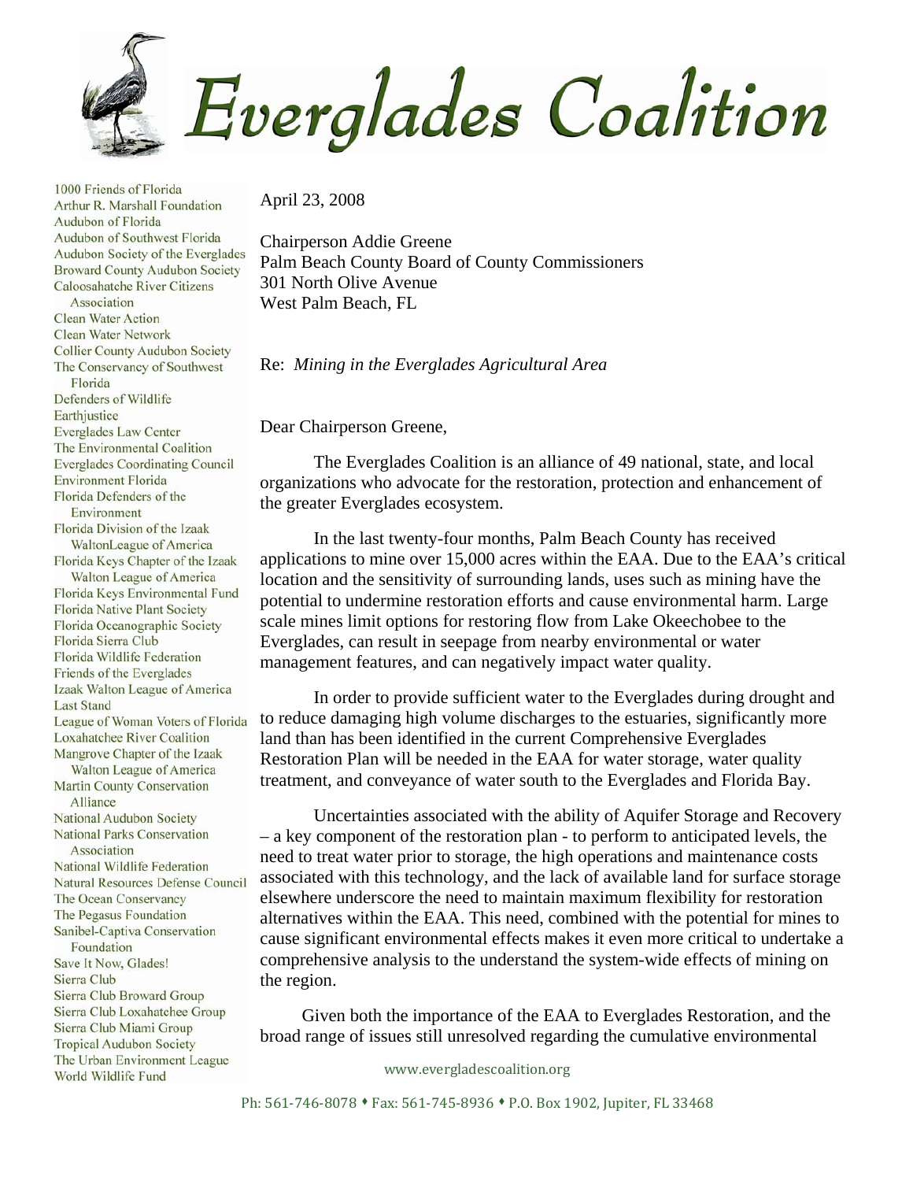# Everglades Coalition

1000 Friends of Florida
Arthur R. Marshall Foundation
Audubon of Florida
Audubon of Southwest Florida
Audubon Society of the Everglades
Broward County Audubon Society
Caloosahatche River Citizens Association
Clean Water Action
Clean Water Network
Collier County Audubon Society
The Conservancy of Southwest Florida
Defenders of Wildlife
Earthjustice
Everglades Law Center
The Environmental Coalition
Everglades Coordinating Council
Environment Florida
Florida Defenders of the Environment
Florida Division of the Izaak WaltonLeague of America
Florida Keys Chapter of the Izaak Walton League of America
Florida Keys Environmental Fund
Florida Native Plant Society
Florida Oceanographic Society
Florida Sierra Club
Florida Wildlife Federation
Friends of the Everglades
Izaak Walton League of America
Last Stand
League of Woman Voters of Florida
Loxahatchee River Coalition
Mangrove Chapter of the Izaak Walton League of America
Martin County Conservation Alliance
National Audubon Society
National Parks Conservation Association
National Wildlife Federation
Natural Resources Defense Council
The Ocean Conservancy
The Pegasus Foundation
Sanibel-Captiva Conservation Foundation
Save It Now, Glades!
Sierra Club
Sierra Club Broward Group
Sierra Club Loxahatchee Group
Sierra Club Miami Group
Tropical Audubon Society
The Urban Environment League
World Wildlife Fund

April 23, 2008

Chairperson Addie Greene
Palm Beach County Board of County Commissioners
301 North Olive Avenue
West Palm Beach, FL

Re: *Mining in the Everglades Agricultural Area*

Dear Chairperson Greene,

The Everglades Coalition is an alliance of 49 national, state, and local organizations who advocate for the restoration, protection and enhancement of the greater Everglades ecosystem.

In the last twenty-four months, Palm Beach County has received applications to mine over 15,000 acres within the EAA. Due to the EAA's critical location and the sensitivity of surrounding lands, uses such as mining have the potential to undermine restoration efforts and cause environmental harm. Large scale mines limit options for restoring flow from Lake Okeechobee to the Everglades, can result in seepage from nearby environmental or water management features, and can negatively impact water quality.

In order to provide sufficient water to the Everglades during drought and to reduce damaging high volume discharges to the estuaries, significantly more land than has been identified in the current Comprehensive Everglades Restoration Plan will be needed in the EAA for water storage, water quality treatment, and conveyance of water south to the Everglades and Florida Bay.

Uncertainties associated with the ability of Aquifer Storage and Recovery – a key component of the restoration plan - to perform to anticipated levels, the need to treat water prior to storage, the high operations and maintenance costs associated with this technology, and the lack of available land for surface storage elsewhere underscore the need to maintain maximum flexibility for restoration alternatives within the EAA. This need, combined with the potential for mines to cause significant environmental effects makes it even more critical to undertake a comprehensive analysis to the understand the system-wide effects of mining on the region.

Given both the importance of the EAA to Everglades Restoration, and the broad range of issues still unresolved regarding the cumulative environmental

www.evergladescoalition.org

Ph: 561-746-8078 ⬧ Fax: 561-745-8936 ⬧ P.O. Box 1902, Jupiter, FL 33468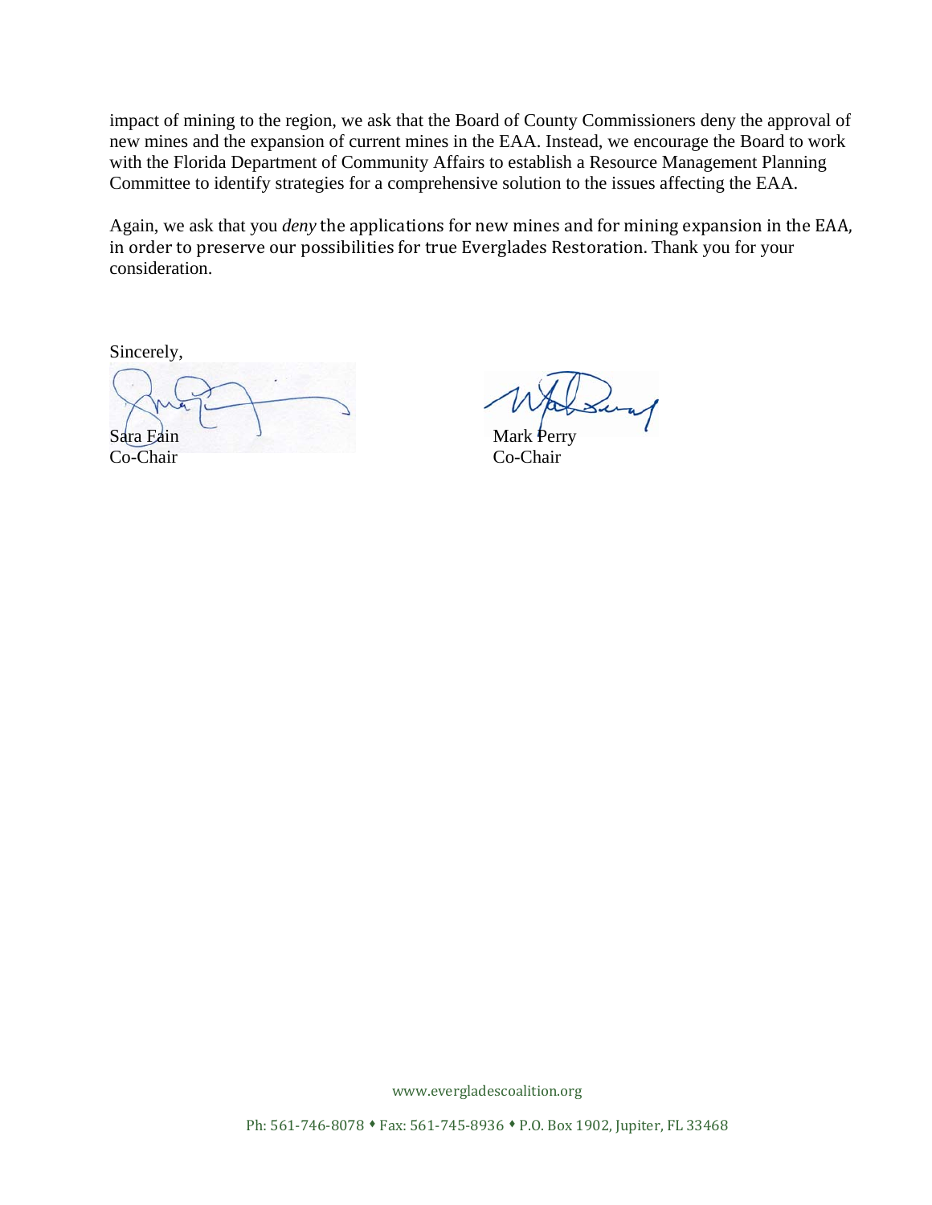impact of mining to the region, we ask that the Board of County Commissioners deny the approval of new mines and the expansion of current mines in the EAA. Instead, we encourage the Board to work with the Florida Department of Community Affairs to establish a Resource Management Planning Committee to identify strategies for a comprehensive solution to the issues affecting the EAA.

Again, we ask that you *deny* the applications for new mines and for mining expansion in the EAA, in order to preserve our possibilities for true Everglades Restoration. Thank you for your consideration.

Sincerely,

Sara Fain
Co-Chair

Mark Perry
Co-Chair

www.evergladescoalition.org

Ph: 561-746-8078 ♦ Fax: 561-745-8936 ♦ P.O. Box 1902, Jupiter, FL 33468